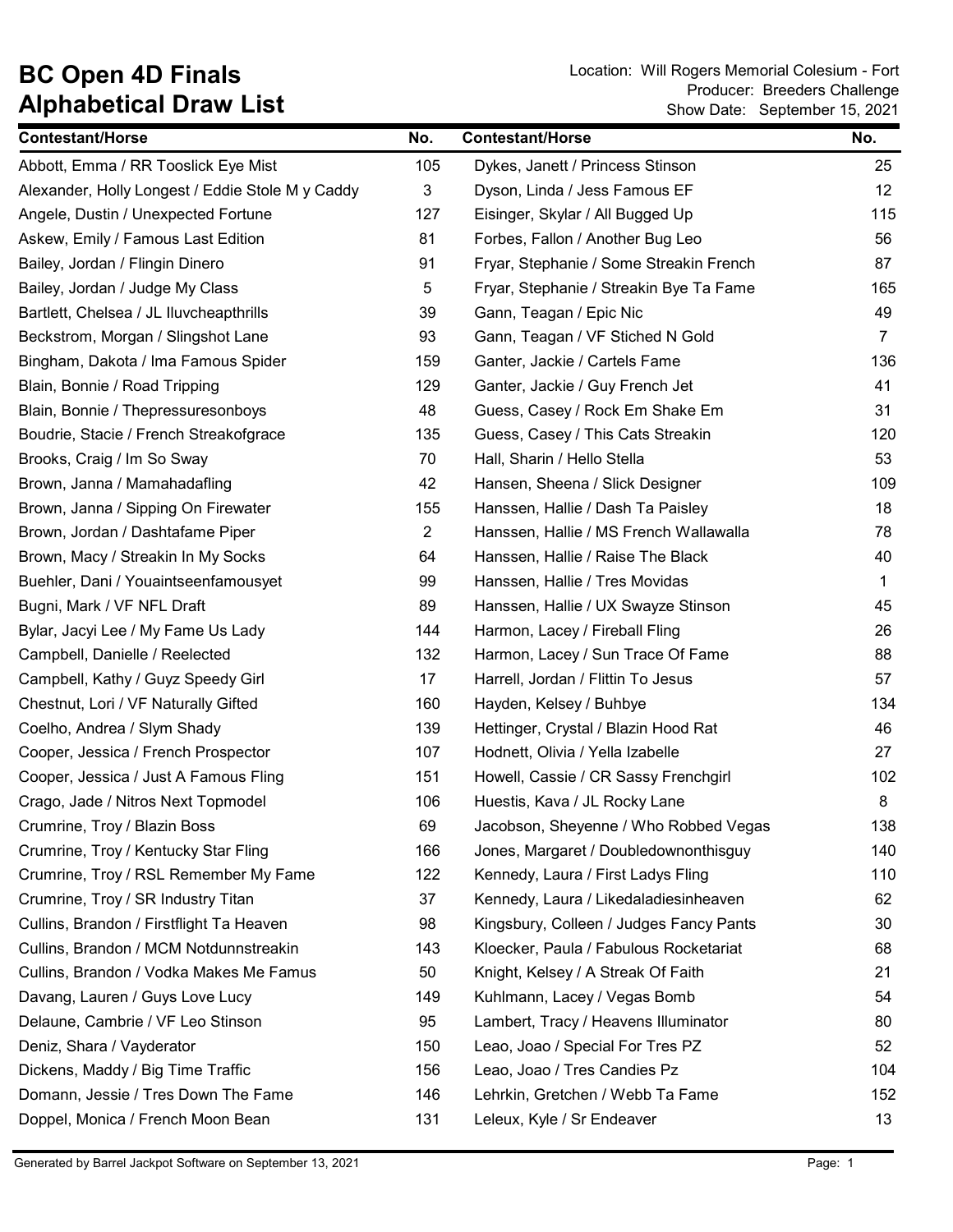# BC Open 4D Finals
# Alphabetical Draw List

Location: Will Rogers Memorial Colesium - Fort
Producer: Breeders Challenge
Show Date: September 15, 2021

| Contestant/Horse | No. | Contestant/Horse | No. |
|---|---|---|---|
| Abbott, Emma / RR Tooslick Eye Mist | 105 | Dykes, Janett / Princess Stinson | 25 |
| Alexander, Holly Longest / Eddie Stole M y Caddy | 3 | Dyson, Linda / Jess Famous EF | 12 |
| Angele, Dustin / Unexpected Fortune | 127 | Eisinger, Skylar / All Bugged Up | 115 |
| Askew, Emily / Famous Last Edition | 81 | Forbes, Fallon / Another Bug Leo | 56 |
| Bailey, Jordan / Flingin Dinero | 91 | Fryar, Stephanie / Some Streakin French | 87 |
| Bailey, Jordan / Judge My Class | 5 | Fryar, Stephanie / Streakin Bye Ta Fame | 165 |
| Bartlett, Chelsea / JL Iluvcheapthrills | 39 | Gann, Teagan / Epic Nic | 49 |
| Beckstrom, Morgan / Slingshot Lane | 93 | Gann, Teagan / VF Stiched N Gold | 7 |
| Bingham, Dakota / Ima Famous Spider | 159 | Ganter, Jackie / Cartels Fame | 136 |
| Blain, Bonnie / Road Tripping | 129 | Ganter, Jackie / Guy French Jet | 41 |
| Blain, Bonnie / Thepressuresonboys | 48 | Guess, Casey / Rock Em Shake Em | 31 |
| Boudrie, Stacie / French Streakofgrace | 135 | Guess, Casey / This Cats Streakin | 120 |
| Brooks, Craig / Im So Sway | 70 | Hall, Sharin / Hello Stella | 53 |
| Brown, Janna / Mamahadafling | 42 | Hansen, Sheena / Slick Designer | 109 |
| Brown, Janna / Sipping On Firewater | 155 | Hanssen, Hallie / Dash Ta Paisley | 18 |
| Brown, Jordan / Dashtafame Piper | 2 | Hanssen, Hallie / MS French Wallawalla | 78 |
| Brown, Macy / Streakin In My Socks | 64 | Hanssen, Hallie / Raise The Black | 40 |
| Buehler, Dani / Youaintseenfamousyet | 99 | Hanssen, Hallie / Tres Movidas | 1 |
| Bugni, Mark / VF NFL Draft | 89 | Hanssen, Hallie / UX Swayze Stinson | 45 |
| Bylar, Jacyi Lee / My Fame Us Lady | 144 | Harmon, Lacey / Fireball Fling | 26 |
| Campbell, Danielle / Reelected | 132 | Harmon, Lacey / Sun Trace Of Fame | 88 |
| Campbell, Kathy / Guyz Speedy Girl | 17 | Harrell, Jordan / Flittin To Jesus | 57 |
| Chestnut, Lori / VF Naturally Gifted | 160 | Hayden, Kelsey / Buhbye | 134 |
| Coelho, Andrea / Slym Shady | 139 | Hettinger, Crystal / Blazin Hood Rat | 46 |
| Cooper, Jessica / French Prospector | 107 | Hodnett, Olivia / Yella Izabelle | 27 |
| Cooper, Jessica / Just A Famous Fling | 151 | Howell, Cassie / CR Sassy Frenchgirl | 102 |
| Crago, Jade / Nitros Next Topmodel | 106 | Huestis, Kava / JL Rocky Lane | 8 |
| Crumrine, Troy / Blazin Boss | 69 | Jacobson, Sheyenne / Who Robbed Vegas | 138 |
| Crumrine, Troy / Kentucky Star Fling | 166 | Jones, Margaret / Doubledownonthisguy | 140 |
| Crumrine, Troy / RSL Remember My Fame | 122 | Kennedy, Laura / First Ladys Fling | 110 |
| Crumrine, Troy / SR Industry Titan | 37 | Kennedy, Laura / Likedaladiesinheaven | 62 |
| Cullins, Brandon / Firstflight Ta Heaven | 98 | Kingsbury, Colleen / Judges Fancy Pants | 30 |
| Cullins, Brandon / MCM Notdunnstreakin | 143 | Kloecker, Paula / Fabulous Rocketariat | 68 |
| Cullins, Brandon / Vodka Makes Me Famus | 50 | Knight, Kelsey / A Streak Of Faith | 21 |
| Davang, Lauren / Guys Love Lucy | 149 | Kuhlmann, Lacey / Vegas Bomb | 54 |
| Delaune, Cambrie / VF Leo Stinson | 95 | Lambert, Tracy / Heavens Illuminator | 80 |
| Deniz, Shara / Vayderator | 150 | Leao, Joao / Special For Tres PZ | 52 |
| Dickens, Maddy / Big Time Traffic | 156 | Leao, Joao / Tres Candies Pz | 104 |
| Domann, Jessie / Tres Down The Fame | 146 | Lehrkin, Gretchen / Webb Ta Fame | 152 |
| Doppel, Monica / French Moon Bean | 131 | Leleux, Kyle / Sr Endeaver | 13 |

Generated by Barrel Jackpot Software on September 13, 2021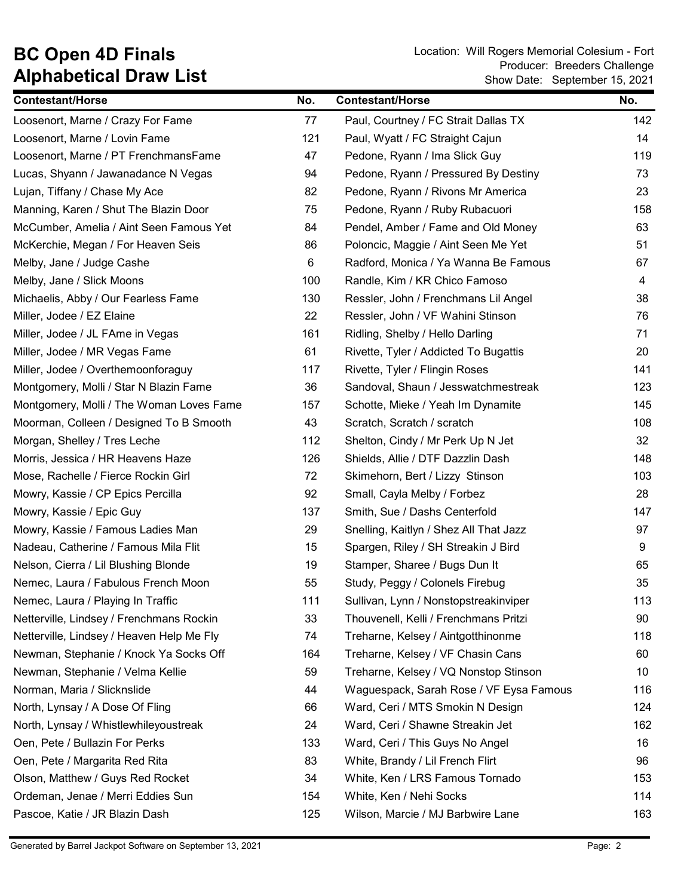# BC Open 4D Finals
## Alphabetical Draw List

Location: Will Rogers Memorial Colesium - Fort
Producer: Breeders Challenge
Show Date: September 15, 2021

| Contestant/Horse | No. | Contestant/Horse | No. |
|---|---|---|---|
| Loosenort, Marne / Crazy For Fame | 77 | Paul, Courtney / FC Strait Dallas TX | 142 |
| Loosenort, Marne / Lovin Fame | 121 | Paul, Wyatt / FC Straight Cajun | 14 |
| Loosenort, Marne / PT FrenchmansFame | 47 | Pedone, Ryann / Ima Slick Guy | 119 |
| Lucas, Shyann / Jawanadance N Vegas | 94 | Pedone, Ryann / Pressured By Destiny | 73 |
| Lujan, Tiffany / Chase My Ace | 82 | Pedone, Ryann / Rivons Mr America | 23 |
| Manning, Karen / Shut The Blazin Door | 75 | Pedone, Ryann / Ruby Rubacuori | 158 |
| McCumber, Amelia / Aint Seen Famous Yet | 84 | Pendel, Amber / Fame and Old Money | 63 |
| McKerchie, Megan / For Heaven Seis | 86 | Poloncic, Maggie / Aint Seen Me Yet | 51 |
| Melby, Jane / Judge Cashe | 6 | Radford, Monica / Ya Wanna Be Famous | 67 |
| Melby, Jane / Slick Moons | 100 | Randle, Kim / KR Chico Famoso | 4 |
| Michaelis, Abby / Our Fearless Fame | 130 | Ressler, John / Frenchmans Lil Angel | 38 |
| Miller, Jodee / EZ Elaine | 22 | Ressler, John / VF Wahini Stinson | 76 |
| Miller, Jodee / JL FAme in Vegas | 161 | Ridling, Shelby / Hello Darling | 71 |
| Miller, Jodee / MR Vegas Fame | 61 | Rivette, Tyler / Addicted To Bugattis | 20 |
| Miller, Jodee / Overthemoonforaguy | 117 | Rivette, Tyler / Flingin Roses | 141 |
| Montgomery, Molli / Star N Blazin Fame | 36 | Sandoval, Shaun / Jesswatchmestreak | 123 |
| Montgomery, Molli / The Woman Loves Fame | 157 | Schotte, Mieke / Yeah Im Dynamite | 145 |
| Moorman, Colleen / Designed To B Smooth | 43 | Scratch, Scratch / scratch | 108 |
| Morgan, Shelley / Tres Leche | 112 | Shelton, Cindy / Mr Perk Up N Jet | 32 |
| Morris, Jessica / HR Heavens Haze | 126 | Shields, Allie / DTF Dazzlin Dash | 148 |
| Mose, Rachelle / Fierce Rockin Girl | 72 | Skimehorn, Bert / Lizzy Stinson | 103 |
| Mowry, Kassie / CP Epics Percilla | 92 | Small, Cayla Melby / Forbez | 28 |
| Mowry, Kassie / Epic Guy | 137 | Smith, Sue / Dashs Centerfold | 147 |
| Mowry, Kassie / Famous Ladies Man | 29 | Snelling, Kaitlyn / Shez All That Jazz | 97 |
| Nadeau, Catherine / Famous Mila Flit | 15 | Spargen, Riley / SH Streakin J Bird | 9 |
| Nelson, Cierra / Lil Blushing Blonde | 19 | Stamper, Sharee / Bugs Dun It | 65 |
| Nemec, Laura / Fabulous French Moon | 55 | Study, Peggy / Colonels Firebug | 35 |
| Nemec, Laura / Playing In Traffic | 111 | Sullivan, Lynn / Nonstopstreakinviper | 113 |
| Netterville, Lindsey / Frenchmans Rockin | 33 | Thouvenell, Kelli / Frenchmans Pritzi | 90 |
| Netterville, Lindsey / Heaven Help Me Fly | 74 | Treharne, Kelsey / Aintgotthinonme | 118 |
| Newman, Stephanie / Knock Ya Socks Off | 164 | Treharne, Kelsey / VF Chasin Cans | 60 |
| Newman, Stephanie / Velma Kellie | 59 | Treharne, Kelsey / VQ Nonstop Stinson | 10 |
| Norman, Maria / Slicknslide | 44 | Waguespack, Sarah Rose / VF Eysa Famous | 116 |
| North, Lynsay / A Dose Of Fling | 66 | Ward, Ceri / MTS Smokin N Design | 124 |
| North, Lynsay / Whistlewhileyoustreak | 24 | Ward, Ceri / Shawne Streakin Jet | 162 |
| Oen, Pete / Bullazin For Perks | 133 | Ward, Ceri / This Guys No Angel | 16 |
| Oen, Pete / Margarita Red Rita | 83 | White, Brandy / Lil French Flirt | 96 |
| Olson, Matthew / Guys Red Rocket | 34 | White, Ken / LRS Famous Tornado | 153 |
| Ordeman, Jenae / Merri Eddies Sun | 154 | White, Ken / Nehi Socks | 114 |
| Pascoe, Katie / JR Blazin Dash | 125 | Wilson, Marcie / MJ Barbwire Lane | 163 |

Generated by Barrel Jackpot Software on September 13, 2021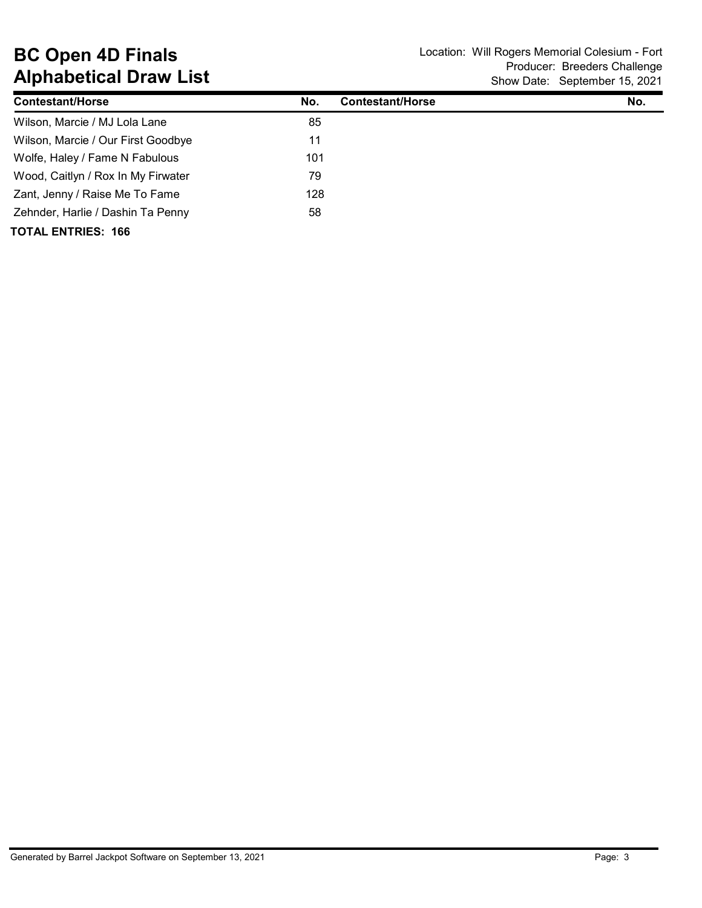# BC Open 4D Finals
# Alphabetical Draw List

Location: Will Rogers Memorial Colesium - Fort
Producer: Breeders Challenge
Show Date: September 15, 2021

| Contestant/Horse | No. | Contestant/Horse | No. |
|---|---|---|---|
| Wilson, Marcie / MJ Lola Lane | 85 | | |
| Wilson, Marcie / Our First Goodbye | 11 | | |
| Wolfe, Haley / Fame N Fabulous | 101 | | |
| Wood, Caitlyn / Rox In My Firwater | 79 | | |
| Zant, Jenny / Raise Me To Fame | 128 | | |
| Zehnder, Harlie / Dashin Ta Penny | 58 | | |

**TOTAL ENTRIES: 166**

Generated by Barrel Jackpot Software on September 13, 2021